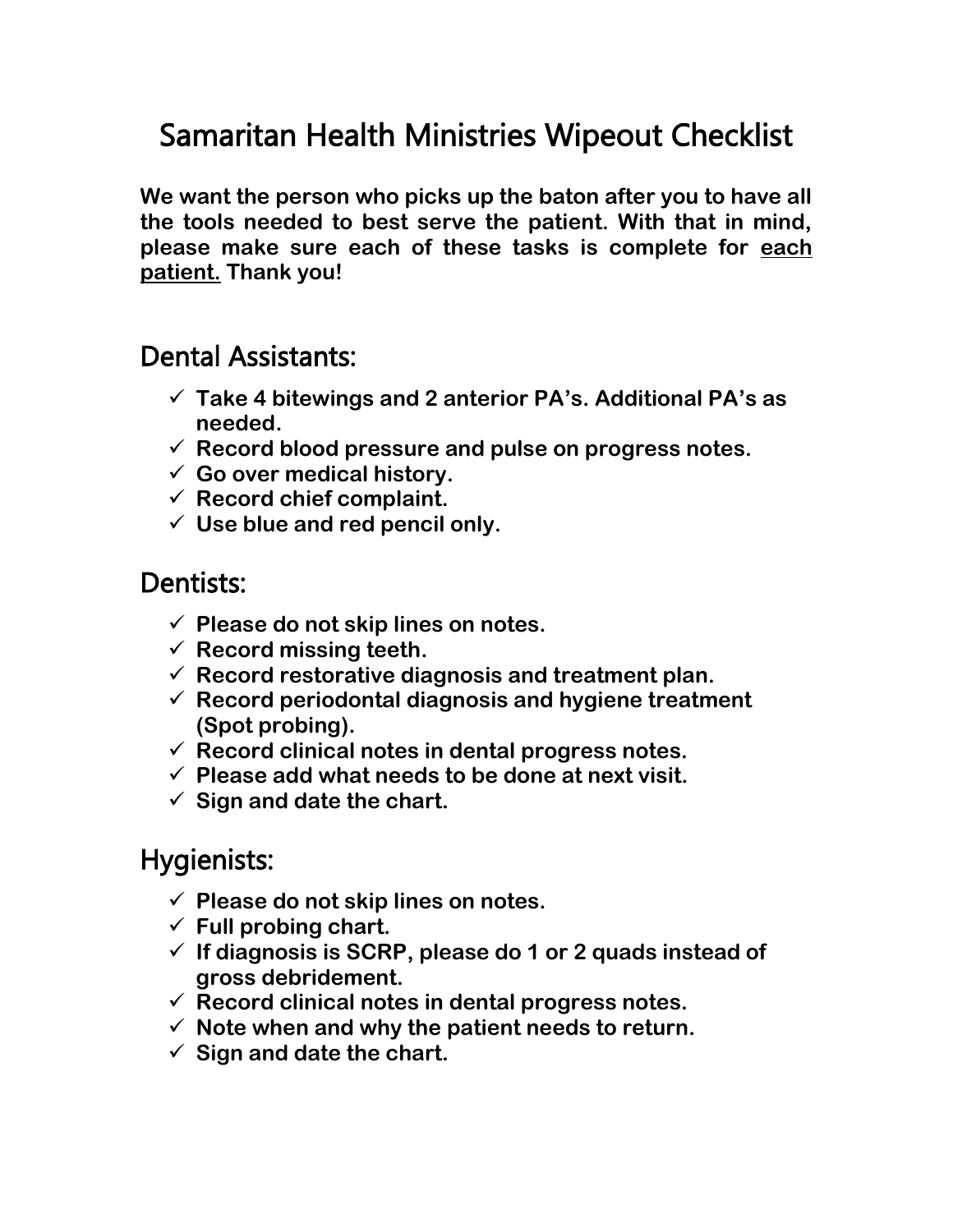# Samaritan Health Ministries Wipeout Checklist

**We want the person who picks up the baton after you to have all the tools needed to best serve the patient. With that in mind, please make sure each of these tasks is complete for <u>each patient.</u> Thank you!**

## Dental Assistants:

- ✓ **Take 4 bitewings and 2 anterior PA's. Additional PA's as needed.**
- ✓ **Record blood pressure and pulse on progress notes.**
- ✓ **Go over medical history.**
- ✓ **Record chief complaint.**
- ✓ **Use blue and red pencil only.**

## Dentists:

- ✓ **Please do not skip lines on notes.**
- ✓ **Record missing teeth.**
- ✓ **Record restorative diagnosis and treatment plan.**
- ✓ **Record periodontal diagnosis and hygiene treatment (Spot probing).**
- ✓ **Record clinical notes in dental progress notes.**
- ✓ **Please add what needs to be done at next visit.**
- ✓ **Sign and date the chart.**

## Hygienists:

- ✓ **Please do not skip lines on notes.**
- ✓ **Full probing chart.**
- ✓ **If diagnosis is SCRP, please do 1 or 2 quads instead of gross debridement.**
- ✓ **Record clinical notes in dental progress notes.**
- ✓ **Note when and why the patient needs to return.**
- ✓ **Sign and date the chart.**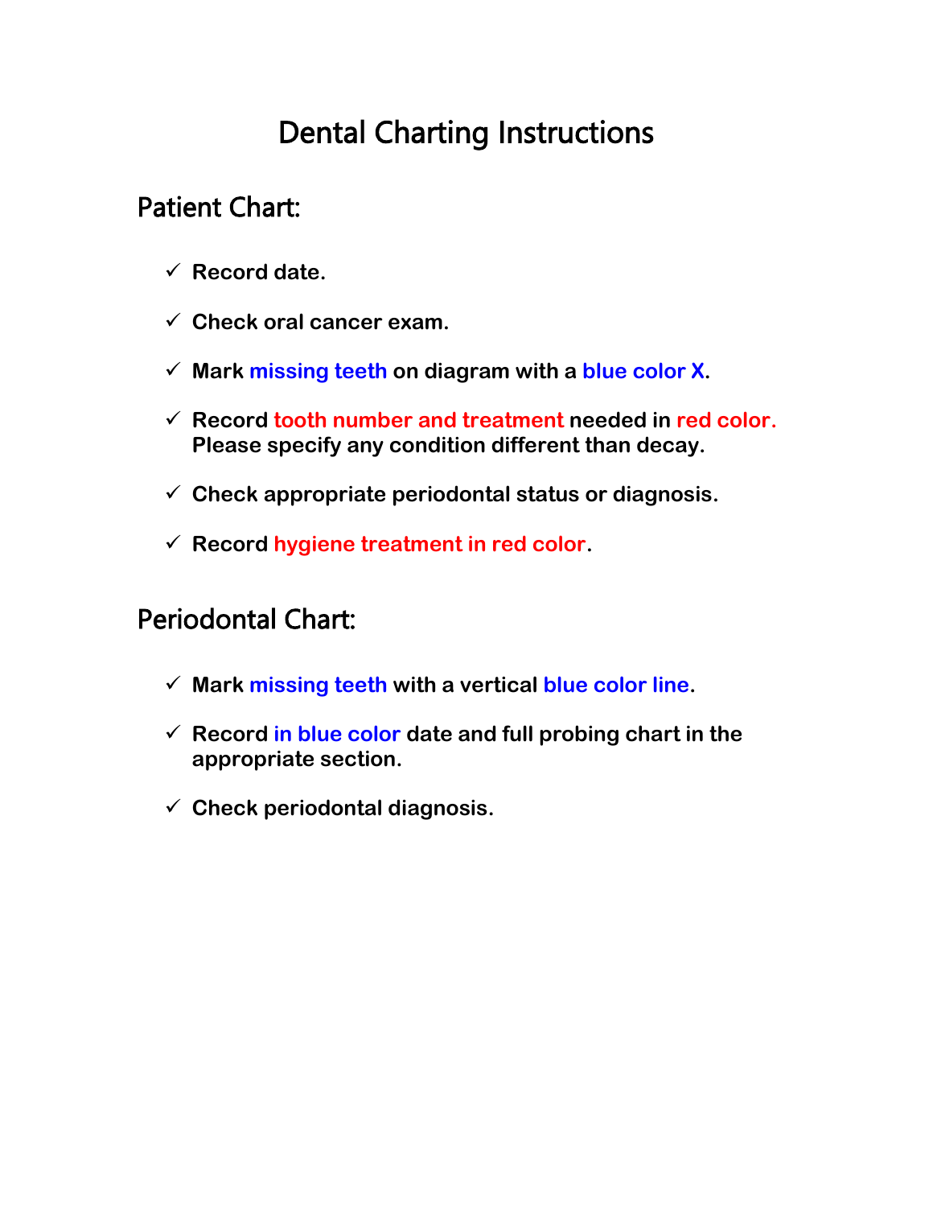# Dental Charting Instructions

## Patient Chart:

- ✓ **Record date.**
- ✓ **Check oral cancer exam.**
- ✓ **Mark missing teeth on diagram with a blue color X.**
- ✓ **Record tooth number and treatment needed in red color. Please specify any condition different than decay.**
- ✓ **Check appropriate periodontal status or diagnosis.**
- ✓ **Record hygiene treatment in red color.**

## Periodontal Chart:

- ✓ **Mark missing teeth with a vertical blue color line.**
- ✓ **Record in blue color date and full probing chart in the appropriate section.**
- ✓ **Check periodontal diagnosis.**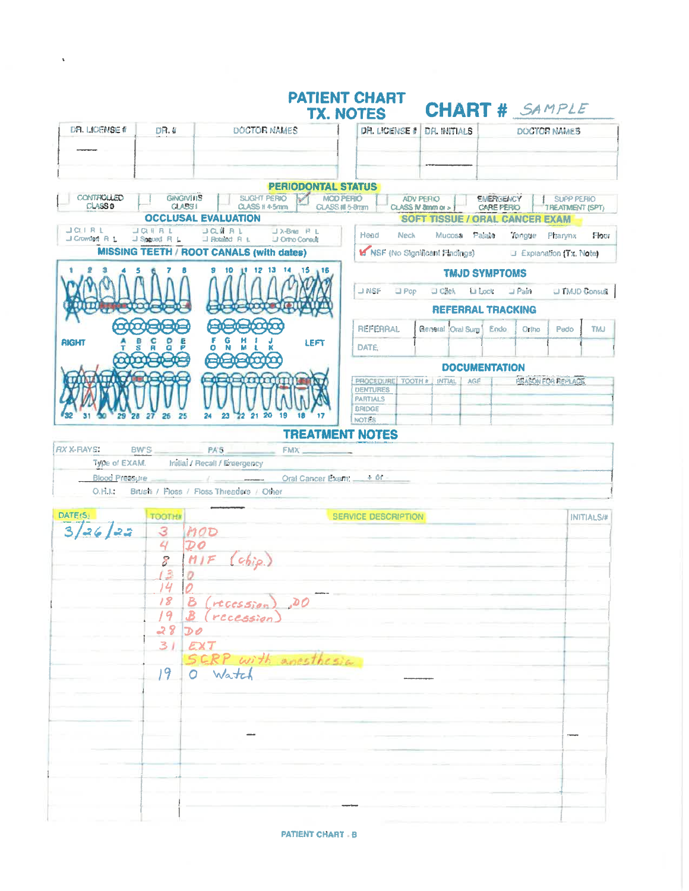# PATIENT CHART TX. NOTES

**CHART #** *SAMPLE*

| DR. LICENSE # | DR. # | DOCTOR NAMES | DR. LICENSE # | DR. INITIALS | DOCTOR NAMES |
|---|---|---|---|---|---|
| | | | | | |
| | | | | | |

## PERIODONTAL STATUS

| CONTROLLED CLASS 0 | GINGIVITIS CLASS I | SLIGHT PERIO CLASS II 4-5mm | ✓ MOD PERIO CLASS III 5-8mm | ADV PERIO CLASS IV 8mm or > | EMERGENCY CARE PERIO | SUPP PERIO TREATMENT (SPT) |
|---|---|---|---|---|---|---|

## OCCLUSAL EVALUATION

- ☐ Cl I R L ☐ Crowded R L
- ☐ Cl II R L ☐ Spaced R L
- ☐ Cl III R L ☐ Rotated R L
- ☐ X-Bite R L ☐ Ortho Consult

## SOFT TISSUE / ORAL CANCER EXAM

Head | Neck | Mucosa | Palate | Tongue | Pharynx | Floor

✓ NSF (No Significant Findings) ☐ Explanation (Tx. Note)

## MISSING TEETH / ROOT CANALS (with dates)

RIGHT 1 2 3 4 5 6 7 8 | 9 10 11 12 13 14 15 16 LEFT

A B C D E | F G H I J

T S R Q P | O N M L K

32 31 30 29 28 27 26 25 | 24 23 22 21 20 19 18 17

## TMJD SYMPTOMS

☐ NSF ☐ Pop ☐ Click ☐ Lock ☐ Pain ☐ TMJD Consult

## REFERRAL TRACKING

| REFERRAL | General | Oral Surg | Endo | Ortho | Pedo | TMJ |
|---|---|---|---|---|---|---|
| DATE | | | | | | |

## DOCUMENTATION

| PROCEDURE | TOOTH # | INITIAL | AGE | REASON FOR REPLACE |
|---|---|---|---|---|
| DENTURES | | | | |
| PARTIALS | | | | |
| BRIDGE | | | | |
| NOTES | | | | |

## TREATMENT NOTES

RX X-RAYS: BW'S ______ PA'S ______ FMX ______

Type of EXAM: Initial / Recall / Emergency

Blood Pressure ______ / ______ Oral Cancer Exam: + or -

O.H.I.: Brush / Floss / Floss Threaders / Other

| DATE(S) | TOOTH# | SERVICE DESCRIPTION | INITIALS/# |
|---|---|---|---|
| 3/26/22 | 3 | MOD | |
| | 4 | DO | |
| | 8 | M/F (chip) | |
| | 13 | O | |
| | 14 | O | |
| | 18 | B (recession), DO | |
| | 19 | B (recession) | |
| | 28 | DO | |
| | 31 | EXT | |
| | | SCRP with anesthesia | |
| | 19 | O Watch | |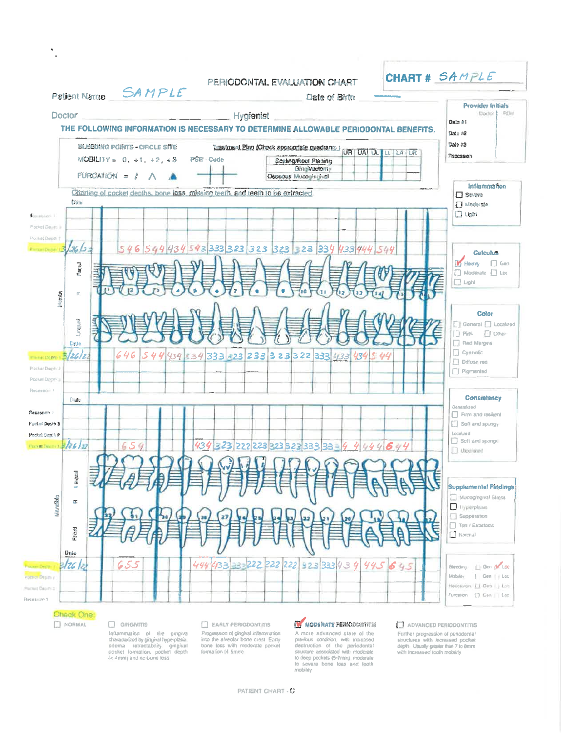# PERIODONTAL EVALUATION CHART

**CHART #** SAMPLE

Patient Name SAMPLE Date of Birth

Doctor Hygienist

**THE FOLLOWING INFORMATION IS NECESSARY TO DETERMINE ALLOWABLE PERIODONTAL BENEFITS.**

BLEEDING POINTS - CIRCLE SITE

MOBILITY = 0, +1, +2, +3

FURCATION = / ∧ ▲

PSR Code

Treatment Plan (Check appropriate quadrants)

| | UR | UA | UL | LL | LA | LR |
|---|---|---|---|---|---|---|
| Scaling/Root Planing | | | | | | |
| Gingivectomy | | | | | | |
| Osseous Mucogingival | | | | | | |

| Provider Initials | Doctor | RDH |
|---|---|---|
| Date #1 | | |
| Date #2 | | |
| Date #3 | | |
| Recession | | |

Charting of pocket depths, bone loss, missing teeth, and teeth to be extracted

## Maxilla

**Facial — Pocket Depth 1 — Date 3/26/22**

| Tooth | 1 | 2 | 3 | 4 | 5 | 6 | 7 | 8 | 9 | 10 | 11 | 12 | 13 | 14 | 15 | 16 |
|---|---|---|---|---|---|---|---|---|---|---|---|---|---|---|---|---|
| Pocket Depth 1 | | 546 | 544 | 434 | 543 | 333 | 323 | 323 | 323 | 323 | 334 | 433 | 444 | 544 | | |

**Lingual — Pocket Depth 1 — Date 3/26/22**

| Tooth | 1 | 2 | 3 | 4 | 5 | 6 | 7 | 8 | 9 | 10 | 11 | 12 | 13 | 14 | 15 | 16 |
|---|---|---|---|---|---|---|---|---|---|---|---|---|---|---|---|---|
| Pocket Depth 1 | | 646 | 544 | 434 | 334 | 333 | 323 | 233 | 323 | 322 | 333 | 433 | 434 | 544 | | |

## Mandible

**Lingual — Pocket Depth 1 — Date 3/26/22**

| Tooth | 32 | 31 | 30 | 29 | 28 | 27 | 26 | 25 | 24 | 23 | 22 | 21 | 20 | 19 | 18 | 17 |
|---|---|---|---|---|---|---|---|---|---|---|---|---|---|---|---|---|
| Pocket Depth 1 | | 654 | | | 434 | 323 | 222 | 223 | 323 | 323 | 333 | 334 | 444 | 644 | | |

**Facial — Pocket Depth 1 — Date 3/26/22**

| Tooth | 32 | 31 | 30 | 29 | 28 | 27 | 26 | 25 | 24 | 23 | 22 | 21 | 20 | 19 | 18 | 17 |
|---|---|---|---|---|---|---|---|---|---|---|---|---|---|---|---|---|
| Pocket Depth 1 | | 655 | | | 444 | 433 | 233 | 222 | 222 | 222 | 323 | 333 | 434 | 445 | 645 | |

**Inflammation**
- ☐ Severe
- ☐ Moderate
- ☐ Light

**Calculus**
- ☑ Heavy ☐ Gen
- ☐ Moderate ☐ Loc
- ☐ Light

**Color**
- ☐ General ☐ Localized
- ☐ Pink ☐ Other
- ☐ Red Margins
- ☐ Cyanotic
- ☐ Diffuse red
- ☐ Pigmented

**Consistency**

Generalized
- ☐ Firm and resilient
- ☐ Soft and spongy

Localized
- ☐ Soft and spongy
- ☐ Ulcerated

**Supplemental Findings**
- ☐ Mucogingival Stress
- ☐ Hyperplasia
- ☐ Suppuration
- ☐ Tori / Exostosis
- ☐ Normal

| | | |
|---|---|---|
| Bleeding | ☐ Gen | ☑ Loc |
| Mobility | ☐ Gen | ☐ Loc |
| Recession | ☐ Gen | ☐ Loc |
| Furcation | ☐ Gen | ☐ Loc |

**Check One:**

- ☐ **NORMAL**
- ☐ **GINGIVITIS** — Inflammation of the gingiva characterized by gingival hyperplasia, edema, retractability, gingival pocket formation, pocket depth (< 4mm) and no bone loss
- ☐ **EARLY PERIODONTITIS** — Progression of gingival inflammation into the alveolar bone crest. Early bone loss with moderate pocket formation (4-5mm)
- ☑ **MODERATE PERIODONTITIS** — A more advanced state of the previous condition, with increased destruction of the periodontal structure associated with moderate to deep pockets (5-7mm), moderate to severe bone loss and tooth mobility
- ☐ **ADVANCED PERIODONTITIS** — Further progression of periodontal structures with increased pocket depth. Usually greater than 7 to 8mm with increased tooth mobility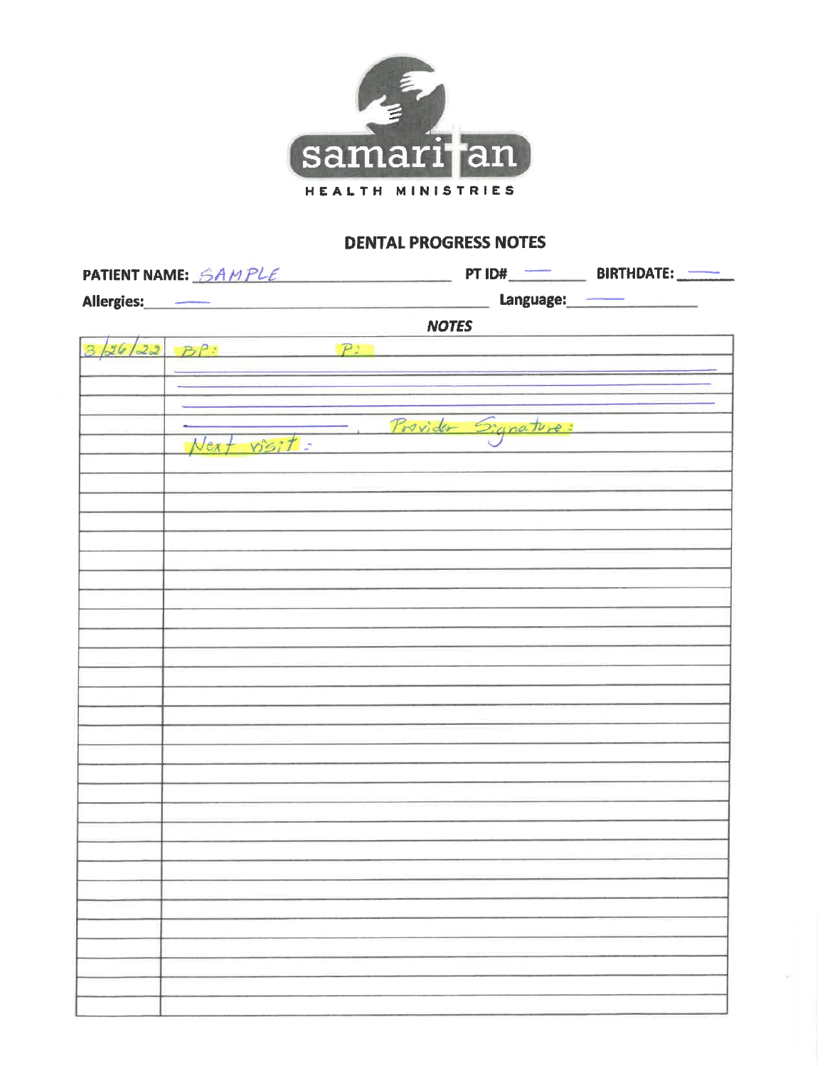samaritan

HEALTH MINISTRIES

## DENTAL PROGRESS NOTES

**PATIENT NAME:** SAMPLE **PT ID#** — **BIRTHDATE:** —

**Allergies:** — **Language:** —

***NOTES***

| | |
|---|---|
| 3/26/22 | BP: P: |
| | |
| | |
| | |
| | , Provider Signature: |
| | Next visit: |
| | |
| | |
| | |
| | |
| | |
| | |
| | |
| | |
| | |
| | |
| | |
| | |
| | |
| | |
| | |
| | |
| | |
| | |
| | |
| | |
| | |
| | |
| | |
| | |
| | |
| | |